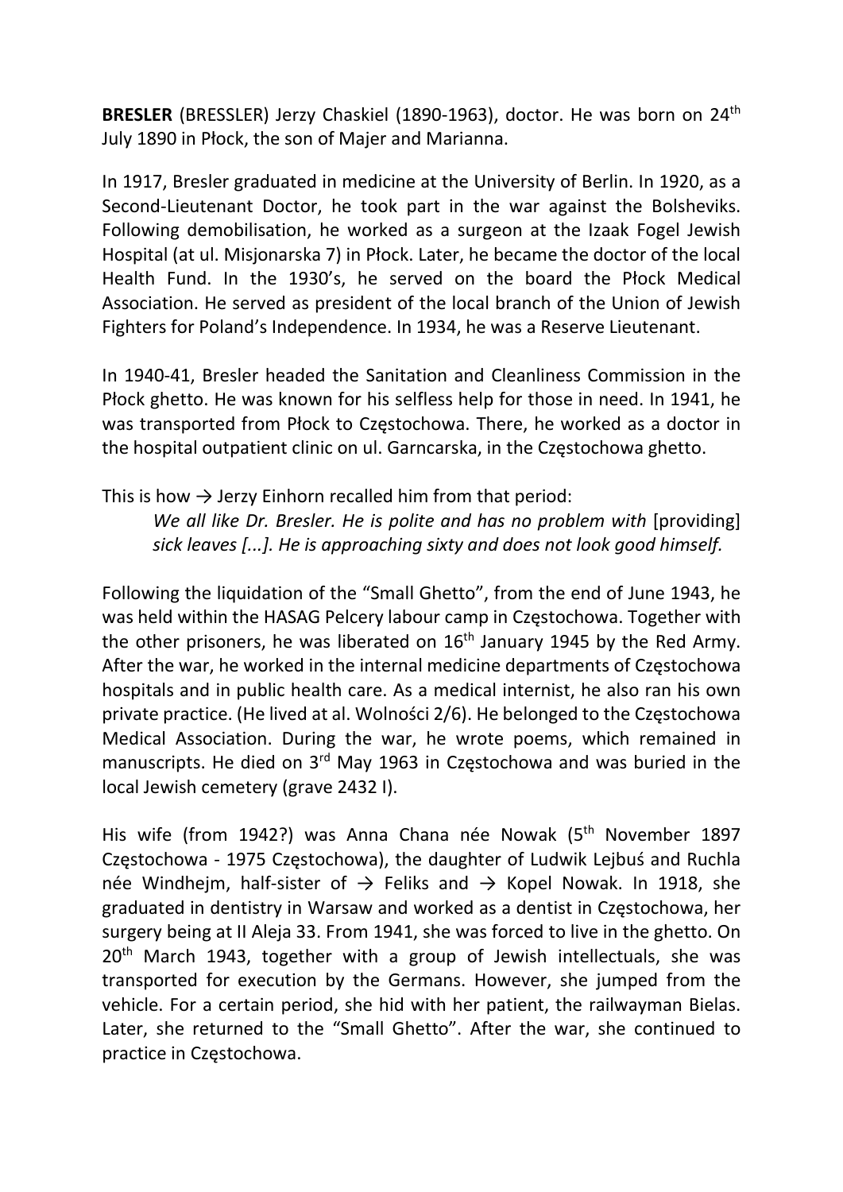**BRESLER** (BRESSLER) Jerzy Chaskiel (1890-1963), doctor. He was born on 24th July 1890 in Płock, the son of Majer and Marianna.

In 1917, Bresler graduated in medicine at the University of Berlin. In 1920, as a Second-Lieutenant Doctor, he took part in the war against the Bolsheviks. Following demobilisation, he worked as a surgeon at the Izaak Fogel Jewish Hospital (at ul. Misjonarska 7) in Płock. Later, he became the doctor of the local Health Fund. In the 1930's, he served on the board the Płock Medical Association. He served as president of the local branch of the Union of Jewish Fighters for Poland's Independence. In 1934, he was a Reserve Lieutenant.

In 1940-41, Bresler headed the Sanitation and Cleanliness Commission in the Płock ghetto. He was known for his selfless help for those in need. In 1941, he was transported from Płock to Częstochowa. There, he worked as a doctor in the hospital outpatient clinic on ul. Garncarska, in the Częstochowa ghetto.

This is how → Jerzy Einhorn recalled him from that period:

> *We all like Dr. Bresler. He is polite and has no problem with* [providing] *sick leaves [...]. He is approaching sixty and does not look good himself.*

Following the liquidation of the "Small Ghetto", from the end of June 1943, he was held within the HASAG Pelcery labour camp in Częstochowa. Together with the other prisoners, he was liberated on 16th January 1945 by the Red Army. After the war, he worked in the internal medicine departments of Częstochowa hospitals and in public health care. As a medical internist, he also ran his own private practice. (He lived at al. Wolności 2/6). He belonged to the Częstochowa Medical Association. During the war, he wrote poems, which remained in manuscripts. He died on 3rd May 1963 in Częstochowa and was buried in the local Jewish cemetery (grave 2432 I).

His wife (from 1942?) was Anna Chana née Nowak (5th November 1897 Częstochowa - 1975 Częstochowa), the daughter of Ludwik Lejbuś and Ruchla née Windhejm, half-sister of → Feliks and → Kopel Nowak. In 1918, she graduated in dentistry in Warsaw and worked as a dentist in Częstochowa, her surgery being at II Aleja 33. From 1941, she was forced to live in the ghetto. On 20th March 1943, together with a group of Jewish intellectuals, she was transported for execution by the Germans. However, she jumped from the vehicle. For a certain period, she hid with her patient, the railwayman Bielas. Later, she returned to the "Small Ghetto". After the war, she continued to practice in Częstochowa.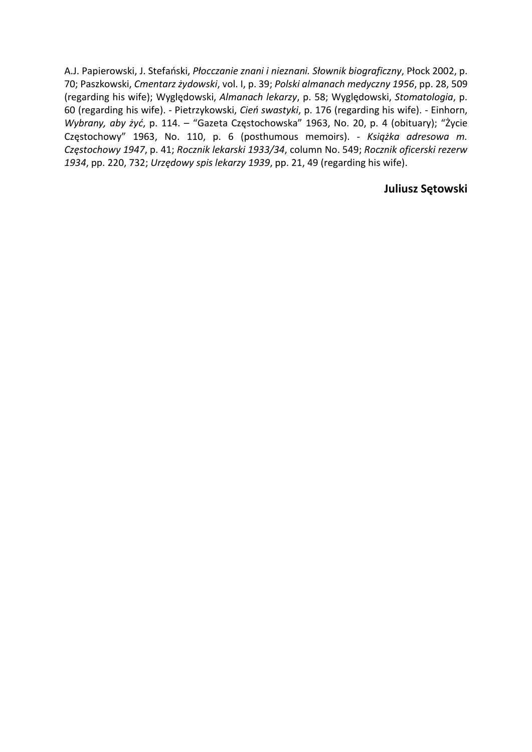A.J. Papierowski, J. Stefański, *Płocczanie znani i nieznani. Słownik biograficzny*, Płock 2002, p. 70; Paszkowski, *Cmentarz żydowski*, vol. I, p. 39; *Polski almanach medyczny 1956*, pp. 28, 509 (regarding his wife); Wyględowski, *Almanach lekarzy*, p. 58; Wyględowski, *Stomatologia*, p. 60 (regarding his wife). - Pietrzykowski, *Cień swastyki*, p. 176 (regarding his wife). - Einhorn, *Wybrany, aby żyć*, p. 114. – "Gazeta Częstochowska" 1963, No. 20, p. 4 (obituary); "Życie Częstochowy" 1963, No. 110, p. 6 (posthumous memoirs). - *Książka adresowa m. Częstochowy 1947*, p. 41; *Rocznik lekarski 1933/34*, column No. 549; *Rocznik oficerski rezerw 1934*, pp. 220, 732; *Urzędowy spis lekarzy 1939*, pp. 21, 49 (regarding his wife).

**Juliusz Sętowski**